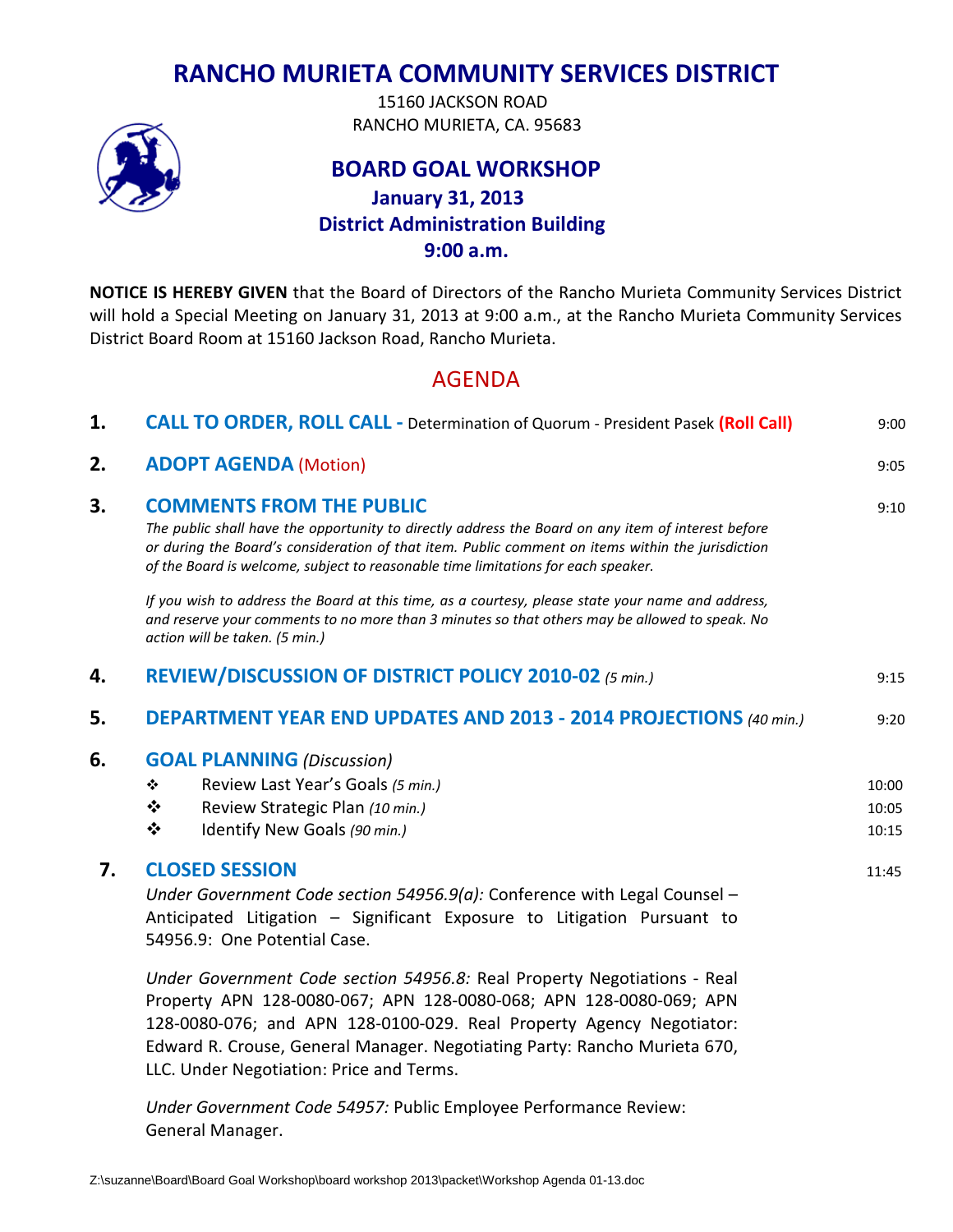# RANCHO MURIETA COMMUNITY SERVICES DISTRICT

15160 JACKSON ROAD
RANCHO MURIETA, CA. 95683

## BOARD GOAL WORKSHOP

**January 31, 2013**
**District Administration Building**
**9:00 a.m.**

**NOTICE IS HEREBY GIVEN** that the Board of Directors of the Rancho Murieta Community Services District will hold a Special Meeting on January 31, 2013 at 9:00 a.m., at the Rancho Murieta Community Services District Board Room at 15160 Jackson Road, Rancho Murieta.

## AGENDA

**1. CALL TO ORDER, ROLL CALL -** Determination of Quorum - President Pasek **(Roll Call)** — 9:00

**2. ADOPT AGENDA** (Motion) — 9:05

**3. COMMENTS FROM THE PUBLIC** — 9:10

*The public shall have the opportunity to directly address the Board on any item of interest before or during the Board's consideration of that item. Public comment on items within the jurisdiction of the Board is welcome, subject to reasonable time limitations for each speaker.*

*If you wish to address the Board at this time, as a courtesy, please state your name and address, and reserve your comments to no more than 3 minutes so that others may be allowed to speak. No action will be taken. (5 min.)*

**4. REVIEW/DISCUSSION OF DISTRICT POLICY 2010-02** *(5 min.)* — 9:15

**5. DEPARTMENT YEAR END UPDATES AND 2013 - 2014 PROJECTIONS** *(40 min.)* — 9:20

**6. GOAL PLANNING** *(Discussion)*

- Review Last Year's Goals *(5 min.)* — 10:00
- Review Strategic Plan *(10 min.)* — 10:05
- Identify New Goals *(90 min.)* — 10:15

**7. CLOSED SESSION** — 11:45

*Under Government Code section 54956.9(a):* Conference with Legal Counsel – Anticipated Litigation – Significant Exposure to Litigation Pursuant to 54956.9: One Potential Case.

*Under Government Code section 54956.8:* Real Property Negotiations - Real Property APN 128-0080-067; APN 128-0080-068; APN 128-0080-069; APN 128-0080-076; and APN 128-0100-029. Real Property Agency Negotiator: Edward R. Crouse, General Manager. Negotiating Party: Rancho Murieta 670, LLC. Under Negotiation: Price and Terms.

*Under Government Code 54957:* Public Employee Performance Review: General Manager.

Z:\suzanne\Board\Board Goal Workshop\board workshop 2013\packet\Workshop Agenda 01-13.doc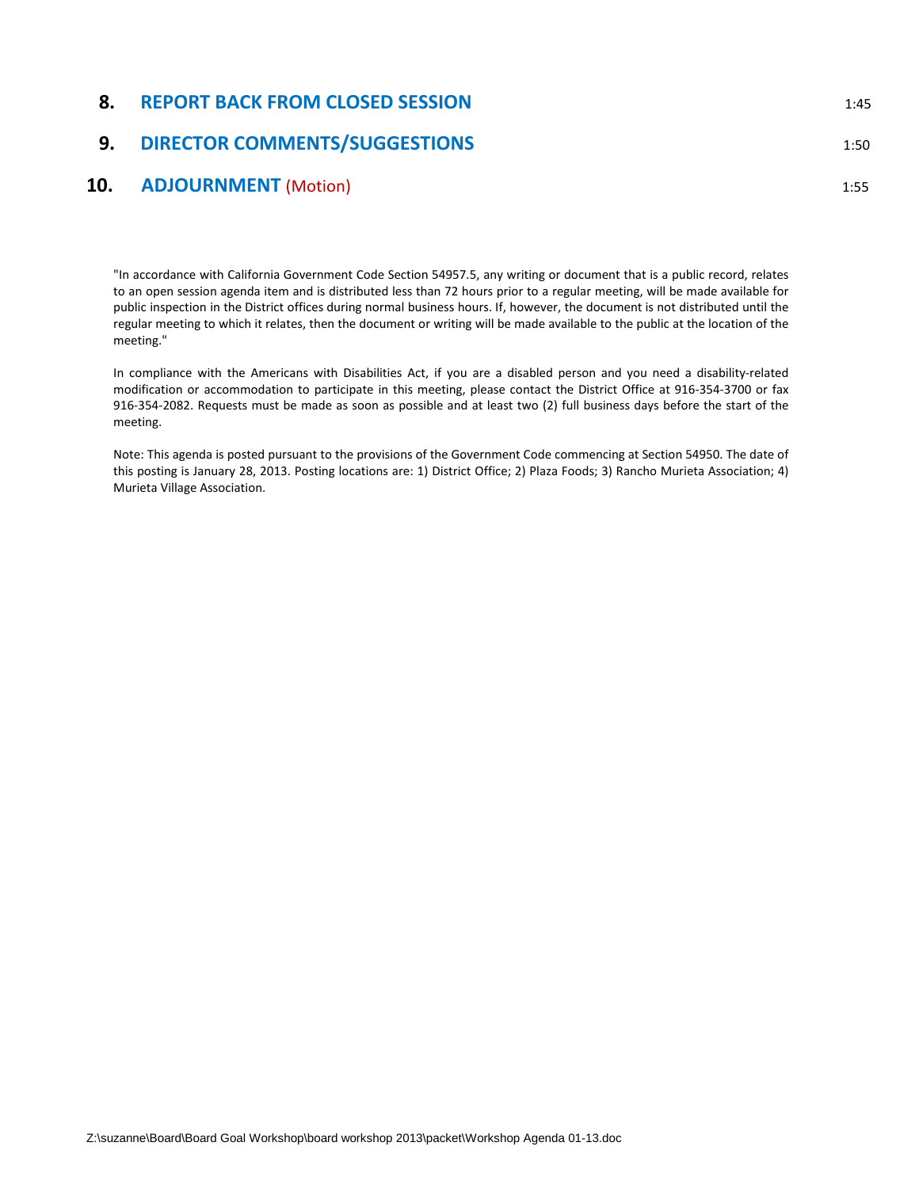**8. REPORT BACK FROM CLOSED SESSION** 1:45

**9. DIRECTOR COMMENTS/SUGGESTIONS** 1:50

**10. ADJOURNMENT** (Motion) 1:55

"In accordance with California Government Code Section 54957.5, any writing or document that is a public record, relates to an open session agenda item and is distributed less than 72 hours prior to a regular meeting, will be made available for public inspection in the District offices during normal business hours. If, however, the document is not distributed until the regular meeting to which it relates, then the document or writing will be made available to the public at the location of the meeting."

In compliance with the Americans with Disabilities Act, if you are a disabled person and you need a disability-related modification or accommodation to participate in this meeting, please contact the District Office at 916-354-3700 or fax 916-354-2082. Requests must be made as soon as possible and at least two (2) full business days before the start of the meeting.

Note: This agenda is posted pursuant to the provisions of the Government Code commencing at Section 54950. The date of this posting is January 28, 2013. Posting locations are: 1) District Office; 2) Plaza Foods; 3) Rancho Murieta Association; 4) Murieta Village Association.

Z:\suzanne\Board\Board Goal Workshop\board workshop 2013\packet\Workshop Agenda 01-13.doc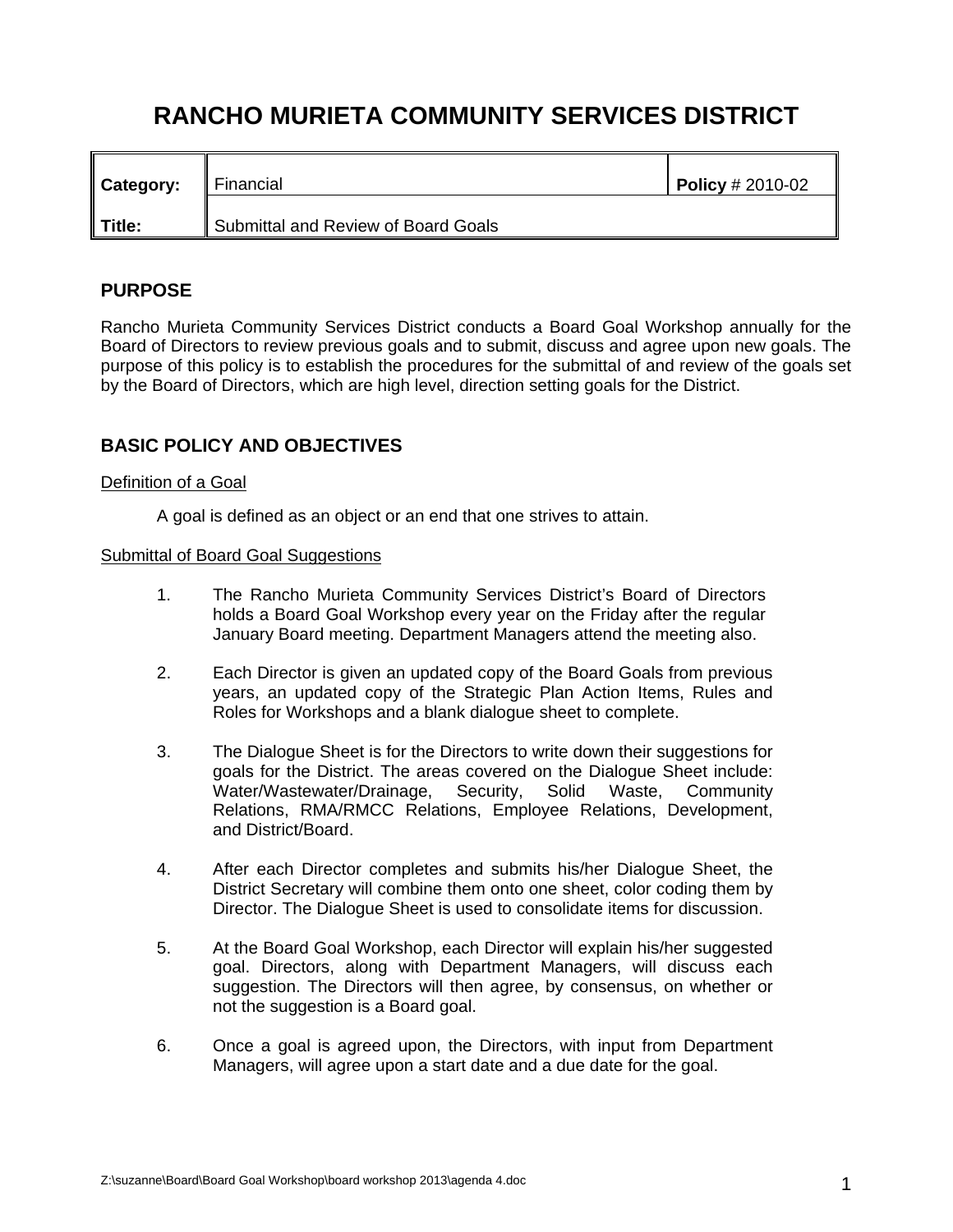# RANCHO MURIETA COMMUNITY SERVICES DISTRICT

| **Category:** | Financial | **Policy** # 2010-02 |
|---|---|---|
| **Title:** | Submittal and Review of Board Goals | |

## PURPOSE

Rancho Murieta Community Services District conducts a Board Goal Workshop annually for the Board of Directors to review previous goals and to submit, discuss and agree upon new goals. The purpose of this policy is to establish the procedures for the submittal of and review of the goals set by the Board of Directors, which are high level, direction setting goals for the District.

## BASIC POLICY AND OBJECTIVES

Definition of a Goal

A goal is defined as an object or an end that one strives to attain.

Submittal of Board Goal Suggestions

1. The Rancho Murieta Community Services District's Board of Directors holds a Board Goal Workshop every year on the Friday after the regular January Board meeting. Department Managers attend the meeting also.

2. Each Director is given an updated copy of the Board Goals from previous years, an updated copy of the Strategic Plan Action Items, Rules and Roles for Workshops and a blank dialogue sheet to complete.

3. The Dialogue Sheet is for the Directors to write down their suggestions for goals for the District. The areas covered on the Dialogue Sheet include: Water/Wastewater/Drainage, Security, Solid Waste, Community Relations, RMA/RMCC Relations, Employee Relations, Development, and District/Board.

4. After each Director completes and submits his/her Dialogue Sheet, the District Secretary will combine them onto one sheet, color coding them by Director. The Dialogue Sheet is used to consolidate items for discussion.

5. At the Board Goal Workshop, each Director will explain his/her suggested goal. Directors, along with Department Managers, will discuss each suggestion. The Directors will then agree, by consensus, on whether or not the suggestion is a Board goal.

6. Once a goal is agreed upon, the Directors, with input from Department Managers, will agree upon a start date and a due date for the goal.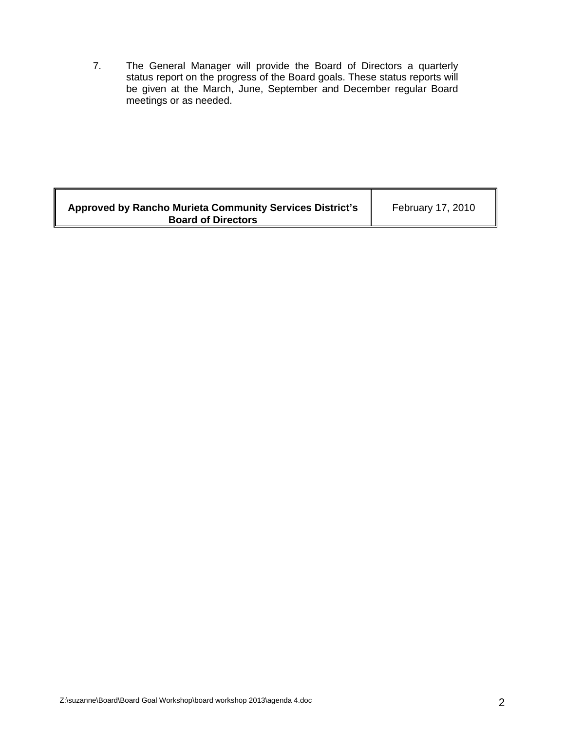7. The General Manager will provide the Board of Directors a quarterly status report on the progress of the Board goals. These status reports will be given at the March, June, September and December regular Board meetings or as needed.

| **Approved by Rancho Murieta Community Services District's Board of Directors** | February 17, 2010 |
|---|---|

Z:\suzanne\Board\Board Goal Workshop\board workshop 2013\agenda 4.doc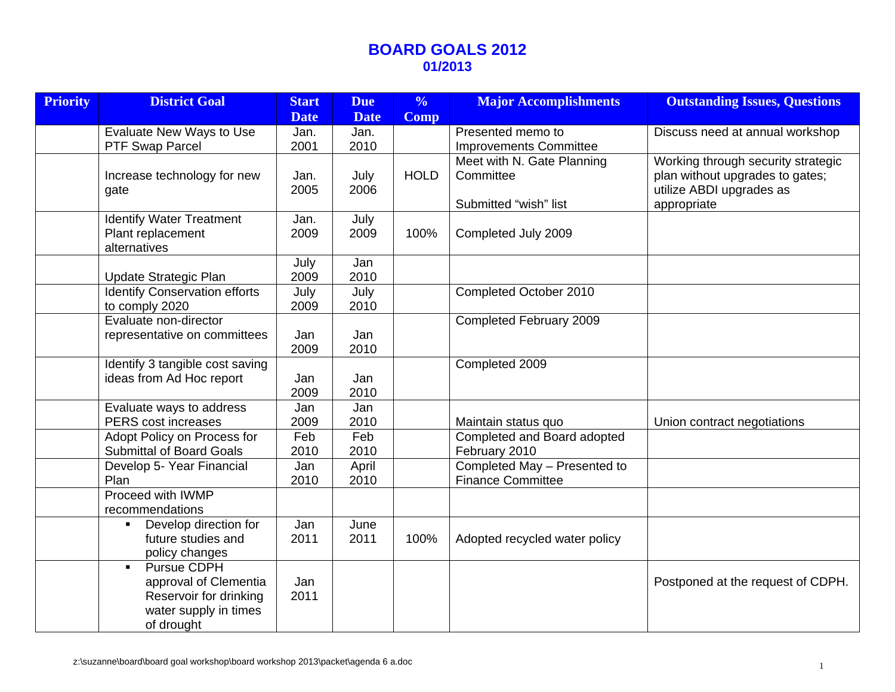# BOARD GOALS 2012

## 01/2013

| Priority | District Goal | Start Date | Due Date | % Comp | Major Accomplishments | Outstanding Issues, Questions |
|---|---|---|---|---|---|---|
| | Evaluate New Ways to Use PTF Swap Parcel | Jan. 2001 | Jan. 2010 | | Presented memo to Improvements Committee | Discuss need at annual workshop |
| | Increase technology for new gate | Jan. 2005 | July 2006 | HOLD | Meet with N. Gate Planning Committee<br><br>Submitted "wish" list | Working through security strategic plan without upgrades to gates; utilize ABDI upgrades as appropriate |
| | Identify Water Treatment Plant replacement alternatives | Jan. 2009 | July 2009 | 100% | Completed July 2009 | |
| | Update Strategic Plan | July 2009 | Jan 2010 | | | |
| | Identify Conservation efforts to comply 2020 | July 2009 | July 2010 | | Completed October 2010 | |
| | Evaluate non-director representative on committees | Jan 2009 | Jan 2010 | | Completed February 2009 | |
| | Identify 3 tangible cost saving ideas from Ad Hoc report | Jan 2009 | Jan 2010 | | Completed 2009 | |
| | Evaluate ways to address PERS cost increases | Jan 2009 | Jan 2010 | | Maintain status quo | Union contract negotiations |
| | Adopt Policy on Process for Submittal of Board Goals | Feb 2010 | Feb 2010 | | Completed and Board adopted February 2010 | |
| | Develop 5- Year Financial Plan | Jan 2010 | April 2010 | | Completed May – Presented to Finance Committee | |
| | Proceed with IWMP recommendations | | | | | |
| | ▪ Develop direction for future studies and policy changes | Jan 2011 | June 2011 | 100% | Adopted recycled water policy | |
| | ▪ Pursue CDPH approval of Clementia Reservoir for drinking water supply in times of drought | Jan 2011 | | | | Postponed at the request of CDPH. |

z:\suzanne\board\board goal workshop\board workshop 2013\packet\agenda 6 a.doc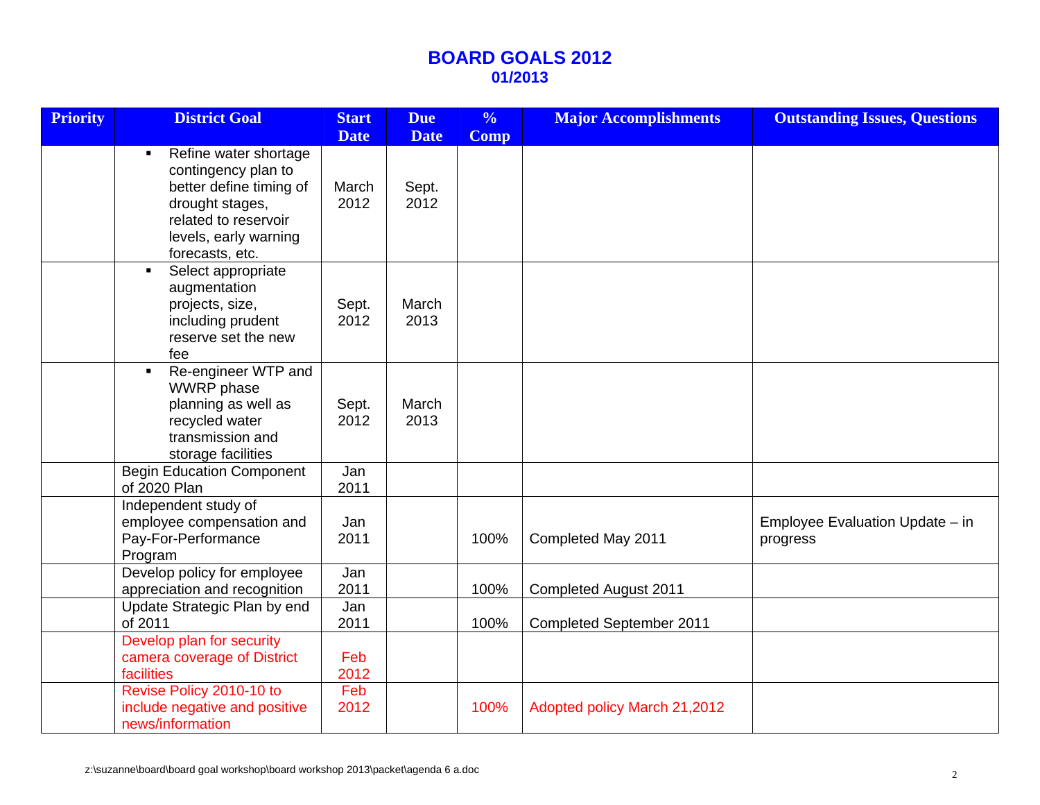# BOARD GOALS 2012

## 01/2013

| Priority | District Goal | Start Date | Due Date | % Comp | Major Accomplishments | Outstanding Issues, Questions |
|---|---|---|---|---|---|---|
| | ▪ Refine water shortage contingency plan to better define timing of drought stages, related to reservoir levels, early warning forecasts, etc. | March 2012 | Sept. 2012 | | | |
| | ▪ Select appropriate augmentation projects, size, including prudent reserve set the new fee | Sept. 2012 | March 2013 | | | |
| | ▪ Re-engineer WTP and WWRP phase planning as well as recycled water transmission and storage facilities | Sept. 2012 | March 2013 | | | |
| | Begin Education Component of 2020 Plan | Jan 2011 | | | | |
| | Independent study of employee compensation and Pay-For-Performance Program | Jan 2011 | | 100% | Completed May 2011 | Employee Evaluation Update – in progress |
| | Develop policy for employee appreciation and recognition | Jan 2011 | | 100% | Completed August 2011 | |
| | Update Strategic Plan by end of 2011 | Jan 2011 | | 100% | Completed September 2011 | |
| | Develop plan for security camera coverage of District facilities | Feb 2012 | | | | |
| | Revise Policy 2010-10 to include negative and positive news/information | Feb 2012 | | 100% | Adopted policy March 21,2012 | |

z:\suzanne\board\board goal workshop\board workshop 2013\packet\agenda 6 a.doc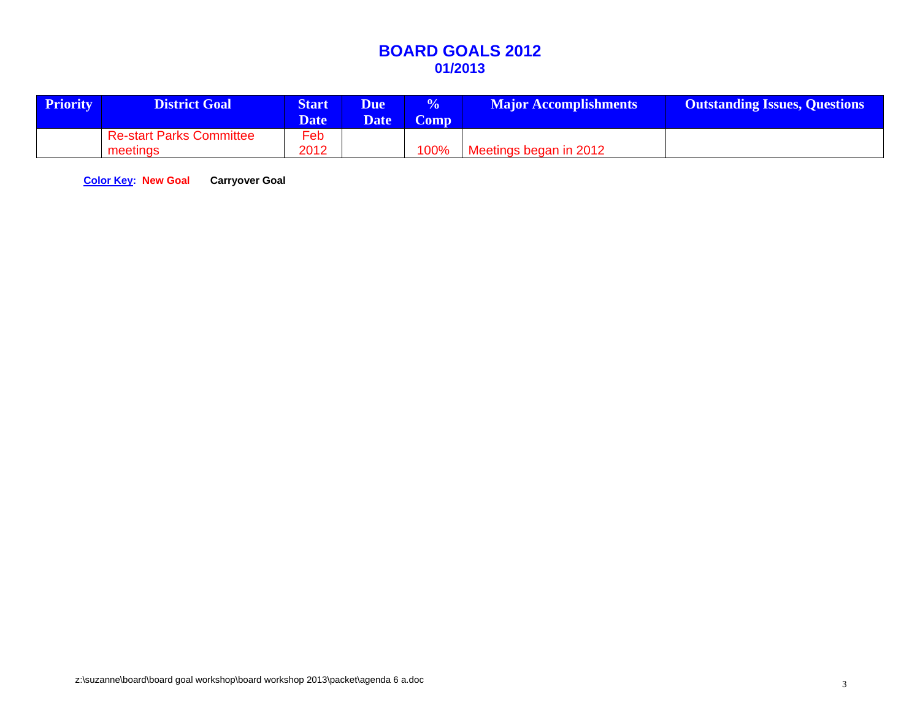# BOARD GOALS 2012
## 01/2013

| Priority | District Goal | Start Date | Due Date | % Comp | Major Accomplishments | Outstanding Issues, Questions |
|---|---|---|---|---|---|---|
| | Re-start Parks Committee meetings | Feb 2012 | | 100% | Meetings began in 2012 | |

**Color Key: New Goal Carryover Goal**

z:\suzanne\board\board goal workshop\board workshop 2013\packet\agenda 6 a.doc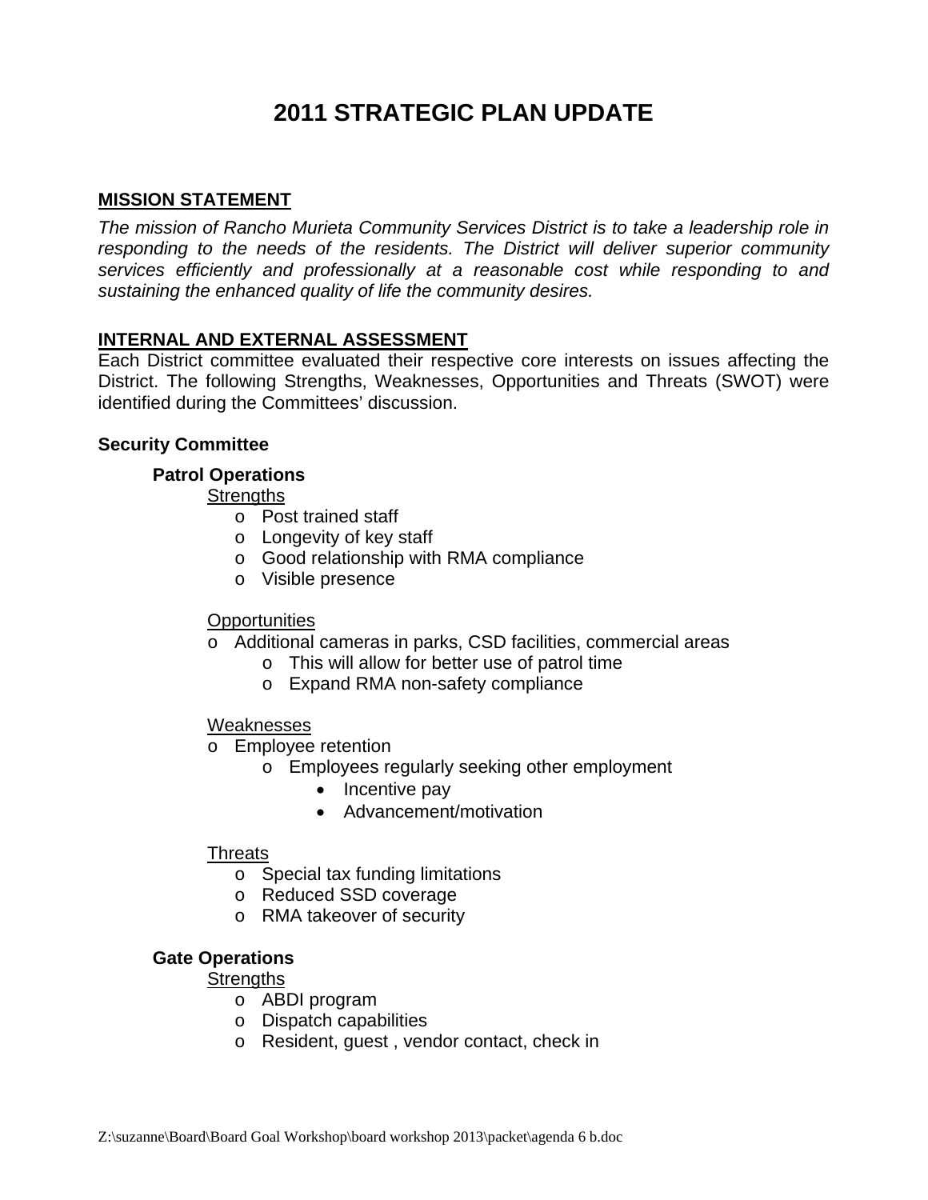# 2011 STRATEGIC PLAN UPDATE

**MISSION STATEMENT**

*The mission of Rancho Murieta Community Services District is to take a leadership role in responding to the needs of the residents. The District will deliver superior community services efficiently and professionally at a reasonable cost while responding to and sustaining the enhanced quality of life the community desires.*

**INTERNAL AND EXTERNAL ASSESSMENT**

Each District committee evaluated their respective core interests on issues affecting the District. The following Strengths, Weaknesses, Opportunities and Threats (SWOT) were identified during the Committees' discussion.

**Security Committee**

**Patrol Operations**

Strengths

- Post trained staff
- Longevity of key staff
- Good relationship with RMA compliance
- Visible presence

Opportunities

- Additional cameras in parks, CSD facilities, commercial areas
  - This will allow for better use of patrol time
  - Expand RMA non-safety compliance

Weaknesses

- Employee retention
  - Employees regularly seeking other employment
    - Incentive pay
    - Advancement/motivation

Threats

- Special tax funding limitations
- Reduced SSD coverage
- RMA takeover of security

**Gate Operations**

Strengths

- ABDI program
- Dispatch capabilities
- Resident, guest , vendor contact, check in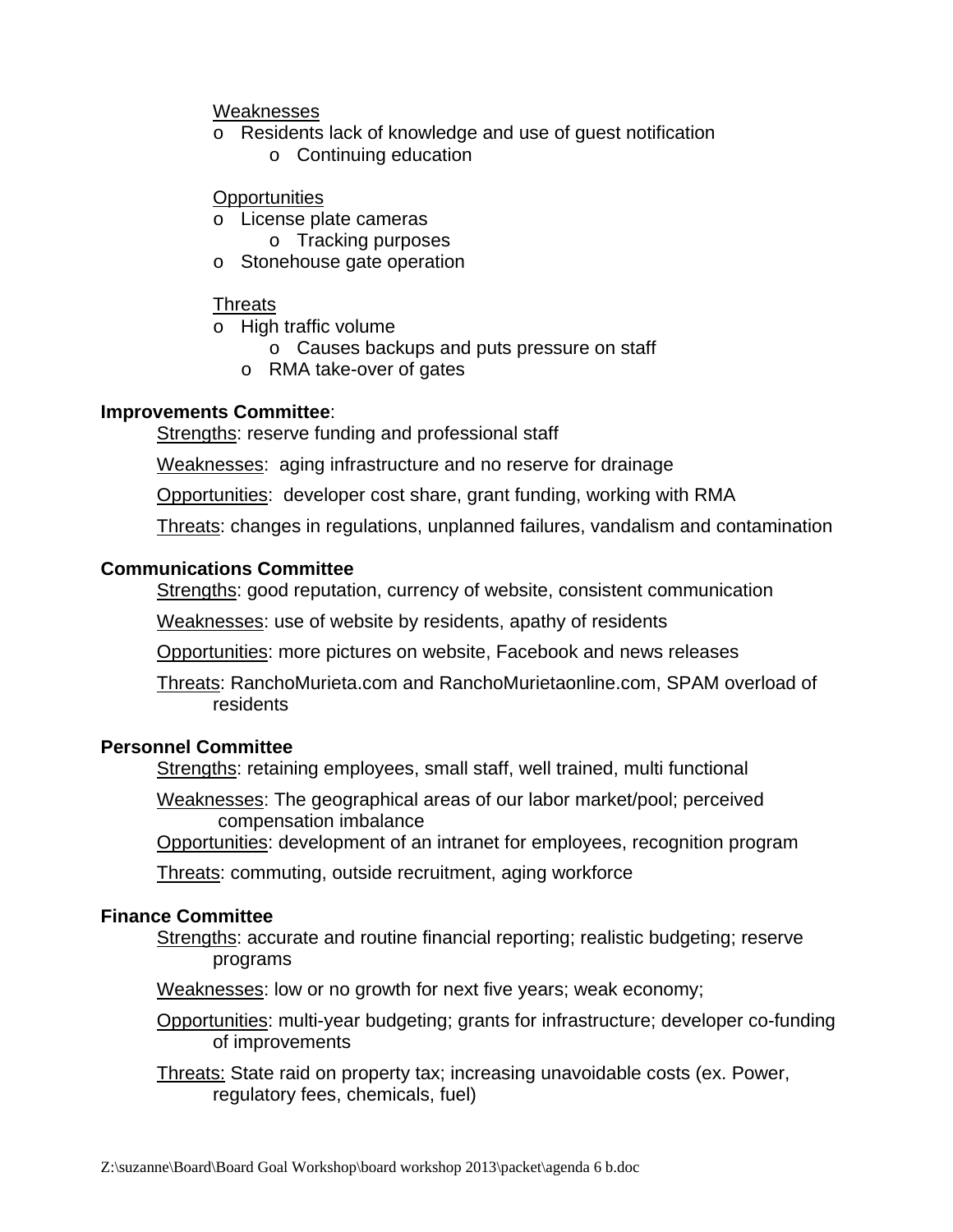Weaknesses

- Residents lack of knowledge and use of guest notification
  - Continuing education

Opportunities

- License plate cameras
  - Tracking purposes
- Stonehouse gate operation

Threats

- High traffic volume
  - Causes backups and puts pressure on staff
  - RMA take-over of gates

**Improvements Committee**:

Strengths: reserve funding and professional staff

Weaknesses: aging infrastructure and no reserve for drainage

Opportunities: developer cost share, grant funding, working with RMA

Threats: changes in regulations, unplanned failures, vandalism and contamination

**Communications Committee**

Strengths: good reputation, currency of website, consistent communication

Weaknesses: use of website by residents, apathy of residents

Opportunities: more pictures on website, Facebook and news releases

Threats: RanchoMurieta.com and RanchoMurietaonline.com, SPAM overload of residents

**Personnel Committee**

Strengths: retaining employees, small staff, well trained, multi functional

Weaknesses: The geographical areas of our labor market/pool; perceived compensation imbalance

Opportunities: development of an intranet for employees, recognition program

Threats: commuting, outside recruitment, aging workforce

**Finance Committee**

Strengths: accurate and routine financial reporting; realistic budgeting; reserve programs

Weaknesses: low or no growth for next five years; weak economy;

Opportunities: multi-year budgeting; grants for infrastructure; developer co-funding of improvements

Threats: State raid on property tax; increasing unavoidable costs (ex. Power, regulatory fees, chemicals, fuel)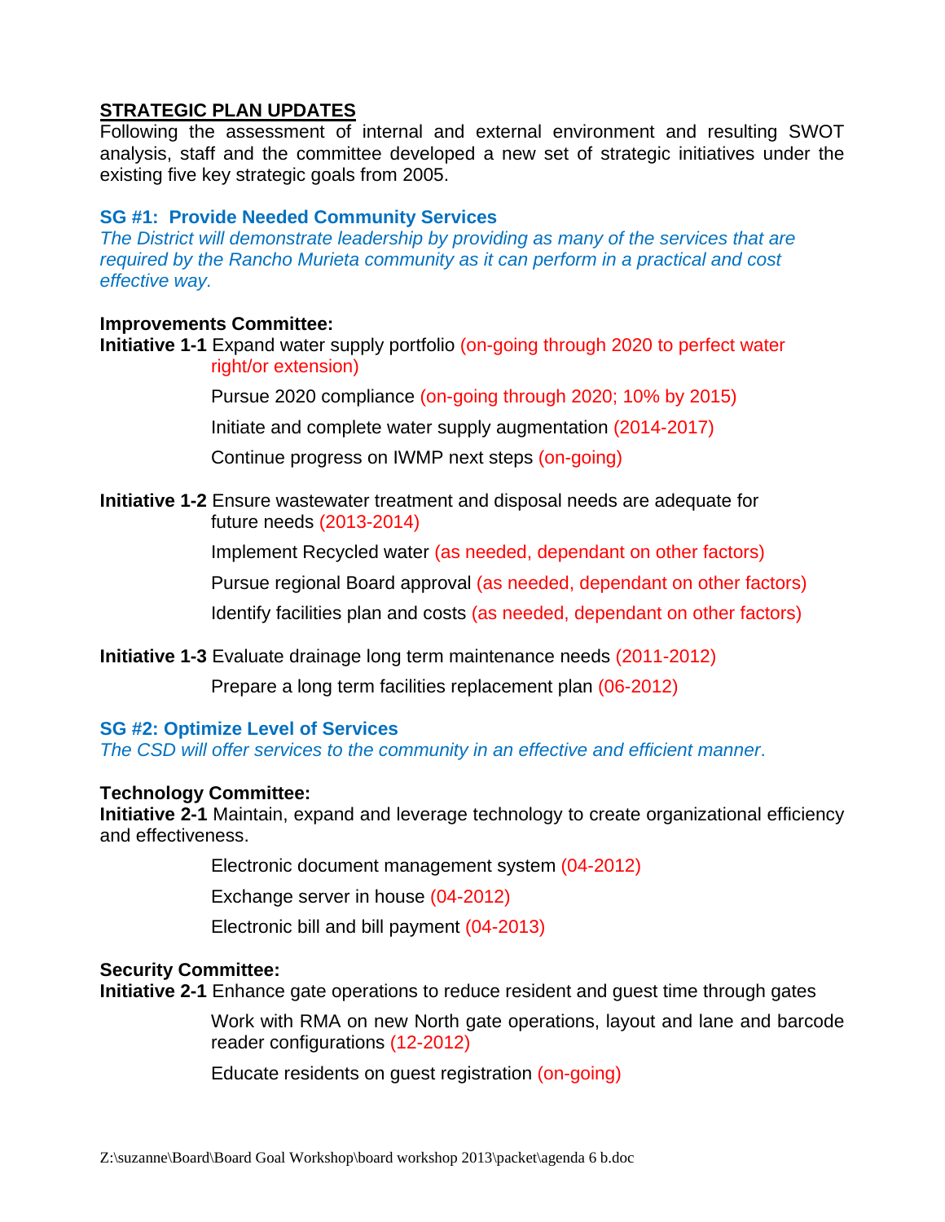## STRATEGIC PLAN UPDATES

Following the assessment of internal and external environment and resulting SWOT analysis, staff and the committee developed a new set of strategic initiatives under the existing five key strategic goals from 2005.

### SG #1: Provide Needed Community Services

*The District will demonstrate leadership by providing as many of the services that are required by the Rancho Murieta community as it can perform in a practical and cost effective way.*

**Improvements Committee:**

**Initiative 1-1** Expand water supply portfolio (on-going through 2020 to perfect water right/or extension)

- Pursue 2020 compliance (on-going through 2020; 10% by 2015)
- Initiate and complete water supply augmentation (2014-2017)
- Continue progress on IWMP next steps (on-going)

**Initiative 1-2** Ensure wastewater treatment and disposal needs are adequate for future needs (2013-2014)

- Implement Recycled water (as needed, dependant on other factors)
- Pursue regional Board approval (as needed, dependant on other factors)
- Identify facilities plan and costs (as needed, dependant on other factors)

**Initiative 1-3** Evaluate drainage long term maintenance needs (2011-2012)

- Prepare a long term facilities replacement plan (06-2012)

### SG #2: Optimize Level of Services

*The CSD will offer services to the community in an effective and efficient manner.*

**Technology Committee:**

**Initiative 2-1** Maintain, expand and leverage technology to create organizational efficiency and effectiveness.

- Electronic document management system (04-2012)
- Exchange server in house (04-2012)
- Electronic bill and bill payment (04-2013)

**Security Committee:**

**Initiative 2-1** Enhance gate operations to reduce resident and guest time through gates

- Work with RMA on new North gate operations, layout and lane and barcode reader configurations (12-2012)
- Educate residents on guest registration (on-going)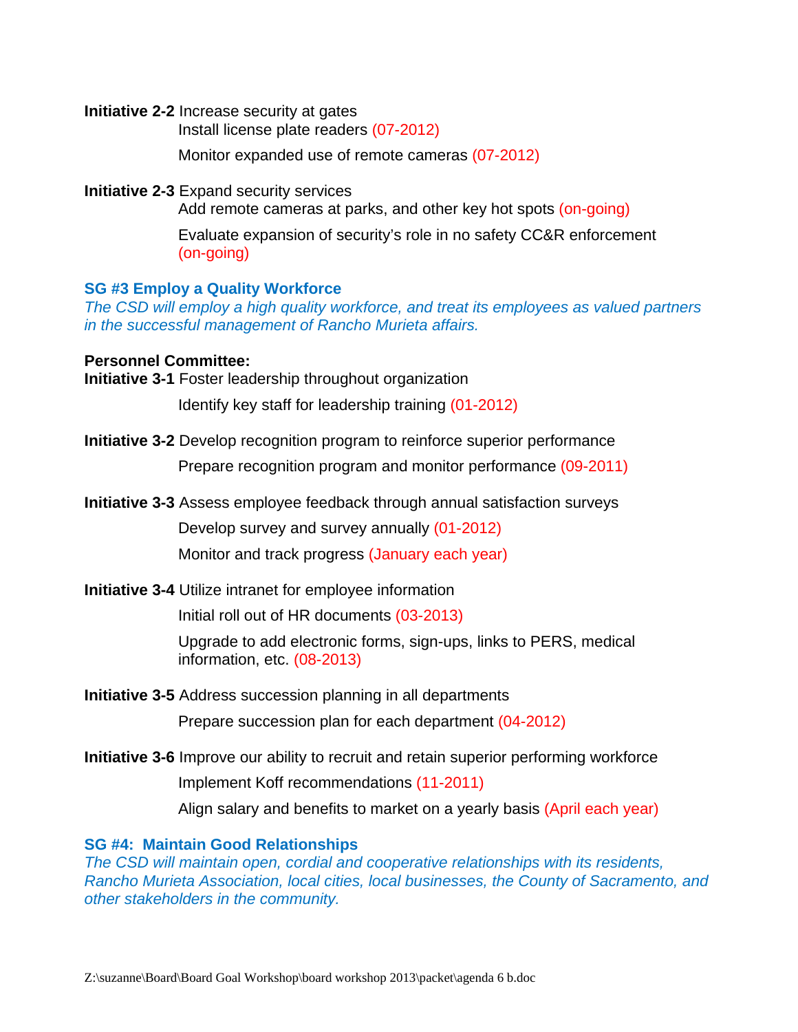**Initiative 2-2** Increase security at gates

Install license plate readers (07-2012)

Monitor expanded use of remote cameras (07-2012)

**Initiative 2-3** Expand security services

Add remote cameras at parks, and other key hot spots (on-going)

Evaluate expansion of security's role in no safety CC&R enforcement (on-going)

## SG #3 Employ a Quality Workforce

*The CSD will employ a high quality workforce, and treat its employees as valued partners in the successful management of Rancho Murieta affairs.*

**Personnel Committee:**

**Initiative 3-1** Foster leadership throughout organization

Identify key staff for leadership training (01-2012)

**Initiative 3-2** Develop recognition program to reinforce superior performance

Prepare recognition program and monitor performance (09-2011)

**Initiative 3-3** Assess employee feedback through annual satisfaction surveys

Develop survey and survey annually (01-2012)

Monitor and track progress (January each year)

**Initiative 3-4** Utilize intranet for employee information

Initial roll out of HR documents (03-2013)

Upgrade to add electronic forms, sign-ups, links to PERS, medical information, etc. (08-2013)

**Initiative 3-5** Address succession planning in all departments

Prepare succession plan for each department (04-2012)

**Initiative 3-6** Improve our ability to recruit and retain superior performing workforce

Implement Koff recommendations (11-2011)

Align salary and benefits to market on a yearly basis (April each year)

## SG #4: Maintain Good Relationships

*The CSD will maintain open, cordial and cooperative relationships with its residents, Rancho Murieta Association, local cities, local businesses, the County of Sacramento, and other stakeholders in the community.*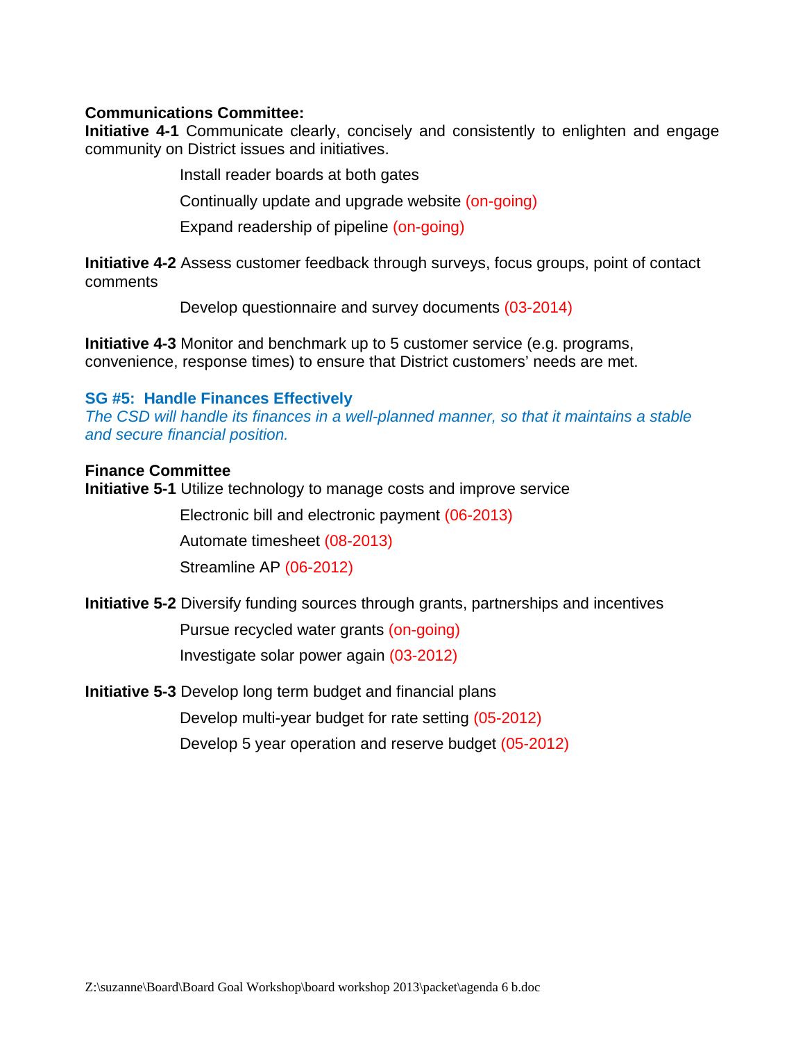**Communications Committee:**

**Initiative 4-1** Communicate clearly, concisely and consistently to enlighten and engage community on District issues and initiatives.

- Install reader boards at both gates
- Continually update and upgrade website (on-going)
- Expand readership of pipeline (on-going)

**Initiative 4-2** Assess customer feedback through surveys, focus groups, point of contact comments

- Develop questionnaire and survey documents (03-2014)

**Initiative 4-3** Monitor and benchmark up to 5 customer service (e.g. programs, convenience, response times) to ensure that District customers' needs are met.

## SG #5: Handle Finances Effectively

*The CSD will handle its finances in a well-planned manner, so that it maintains a stable and secure financial position.*

**Finance Committee**

**Initiative 5-1** Utilize technology to manage costs and improve service

- Electronic bill and electronic payment (06-2013)
- Automate timesheet (08-2013)
- Streamline AP (06-2012)

**Initiative 5-2** Diversify funding sources through grants, partnerships and incentives

- Pursue recycled water grants (on-going)
- Investigate solar power again (03-2012)

**Initiative 5-3** Develop long term budget and financial plans

- Develop multi-year budget for rate setting (05-2012)
- Develop 5 year operation and reserve budget (05-2012)

Z:\suzanne\Board\Board Goal Workshop\board workshop 2013\packet\agenda 6 b.doc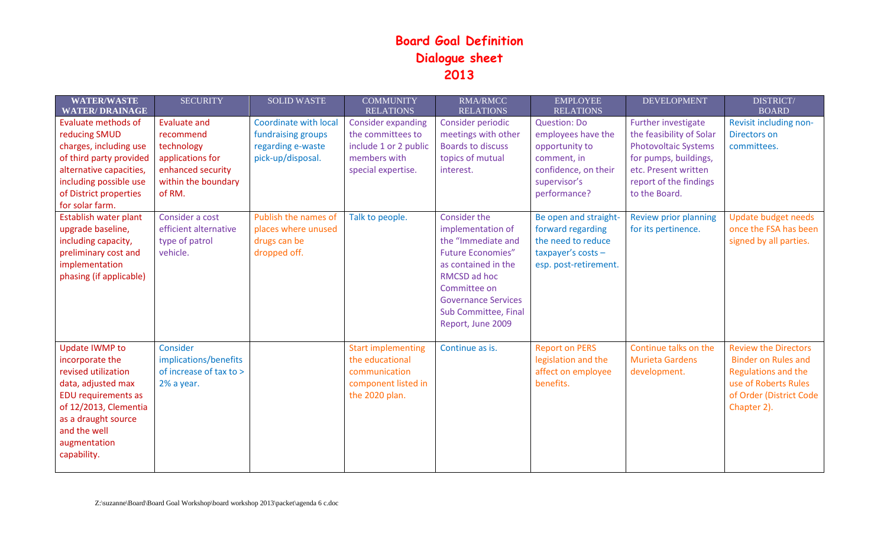# Board Goal Definition
# Dialogue sheet
# 2013

| WATER/WASTE WATER/ DRAINAGE | SECURITY | SOLID WASTE | COMMUNITY RELATIONS | RMA/RMCC RELATIONS | EMPLOYEE RELATIONS | DEVELOPMENT | DISTRICT/ BOARD |
|---|---|---|---|---|---|---|---|
| Evaluate methods of reducing SMUD charges, including use of third party provided alternative capacities, including possible use of District properties for solar farm. | Evaluate and recommend technology applications for enhanced security within the boundary of RM. | Coordinate with local fundraising groups regarding e-waste pick-up/disposal. | Consider expanding the committees to include 1 or 2 public members with special expertise. | Consider periodic meetings with other Boards to discuss topics of mutual interest. | Question: Do employees have the opportunity to comment, in confidence, on their supervisor's performance? | Further investigate the feasibility of Solar Photovoltaic Systems for pumps, buildings, etc. Present written report of the findings to the Board. | Revisit including non-Directors on committees. |
| Establish water plant upgrade baseline, including capacity, preliminary cost and implementation phasing (if applicable) | Consider a cost efficient alternative type of patrol vehicle. | Publish the names of places where unused drugs can be dropped off. | Talk to people. | Consider the implementation of the "Immediate and Future Economies" as contained in the RMCSD ad hoc Committee on Governance Services Sub Committee, Final Report, June 2009 | Be open and straight-forward regarding the need to reduce taxpayer's costs – esp. post-retirement. | Review prior planning for its pertinence. | Update budget needs once the FSA has been signed by all parties. |
| Update IWMP to incorporate the revised utilization data, adjusted max EDU requirements as of 12/2013, Clementia as a draught source and the well augmentation capability. | Consider implications/benefits of increase of tax to > 2% a year. | | Start implementing the educational communication component listed in the 2020 plan. | Continue as is. | Report on PERS legislation and the affect on employee benefits. | Continue talks on the Murieta Gardens development. | Review the Directors Binder on Rules and Regulations and the use of Roberts Rules of Order (District Code Chapter 2). |

Z:\suzanne\Board\Board Goal Workshop\board workshop 2013\packet\agenda 6 c.doc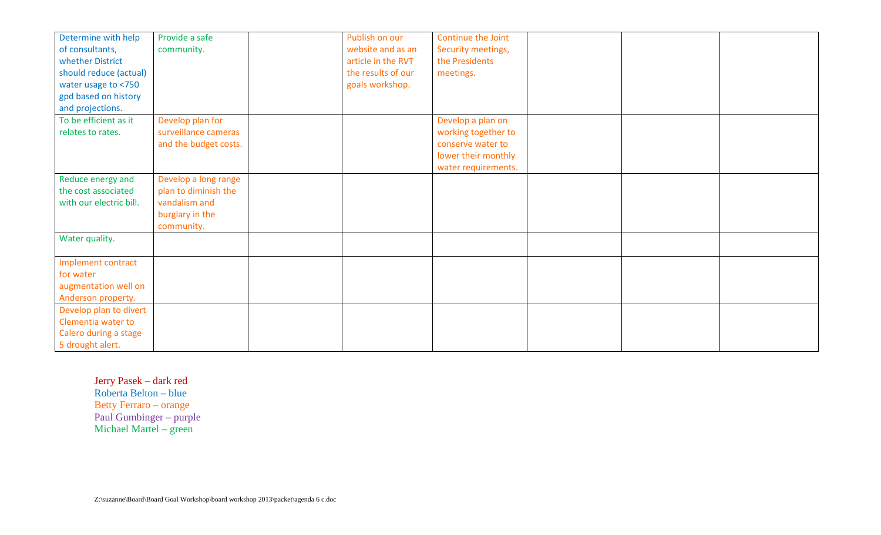| | | | | | | | |
|---|---|---|---|---|---|---|---|
| Determine with help of consultants, whether District should reduce (actual) water usage to <750 gpd based on history and projections. | Provide a safe community. | | Publish on our website and as an article in the RVT the results of our goals workshop. | Continue the Joint Security meetings, the Presidents meetings. | | | |
| To be efficient as it relates to rates. | Develop plan for surveillance cameras and the budget costs. | | | Develop a plan on working together to conserve water to lower their monthly water requirements. | | | |
| Reduce energy and the cost associated with our electric bill. | Develop a long range plan to diminish the vandalism and burglary in the community. | | | | | | |
| Water quality. | | | | | | | |
| Implement contract for water augmentation well on Anderson property. | | | | | | | |
| Develop plan to divert Clementia water to Calero during a stage 5 drought alert. | | | | | | | |

Jerry Pasek – dark red
Roberta Belton – blue
Betty Ferraro – orange
Paul Gumbinger – purple
Michael Martel – green

Z:\suzanne\Board\Board Goal Workshop\board workshop 2013\packet\agenda 6 c.doc